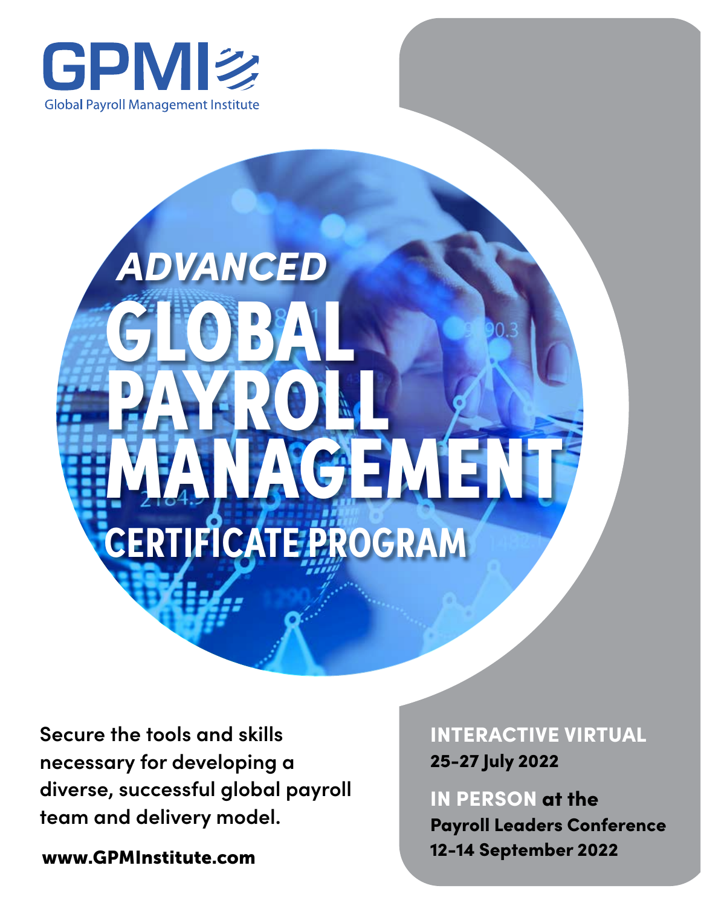GPMI

Global Payroll Management Institute

# *ADVANCED* GLOBAL PAYROLL MANAGEMENT CERTIFICATE PROGRAM

**Secure the tools and skills necessary for developing a diverse, successful global payroll team and delivery model.**

**www.GPMInstitute.com**

**INTERACTIVE VIRTUAL**
**25-27 July 2022**

**IN PERSON at the Payroll Leaders Conference**
**12-14 September 2022**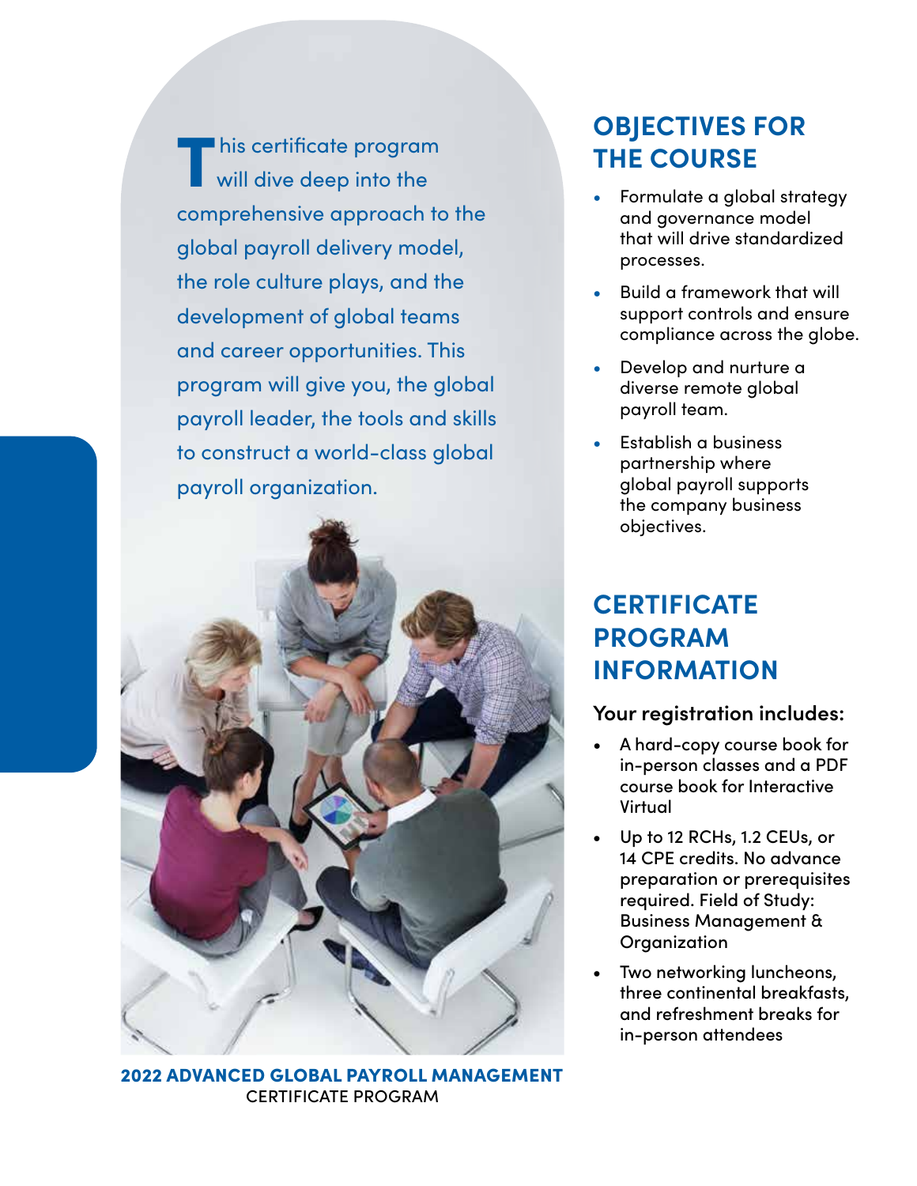This certificate program will dive deep into the comprehensive approach to the global payroll delivery model, the role culture plays, and the development of global teams and career opportunities. This program will give you, the global payroll leader, the tools and skills to construct a world-class global payroll organization.

**2022 ADVANCED GLOBAL PAYROLL MANAGEMENT**
CERTIFICATE PROGRAM

## OBJECTIVES FOR THE COURSE

- Formulate a global strategy and governance model that will drive standardized processes.
- Build a framework that will support controls and ensure compliance across the globe.
- Develop and nurture a diverse remote global payroll team.
- Establish a business partnership where global payroll supports the company business objectives.

## CERTIFICATE PROGRAM INFORMATION

### Your registration includes:

- A hard-copy course book for in-person classes and a PDF course book for Interactive Virtual
- Up to 12 RCHs, 1.2 CEUs, or 14 CPE credits. No advance preparation or prerequisites required. Field of Study: Business Management & Organization
- Two networking luncheons, three continental breakfasts, and refreshment breaks for in-person attendees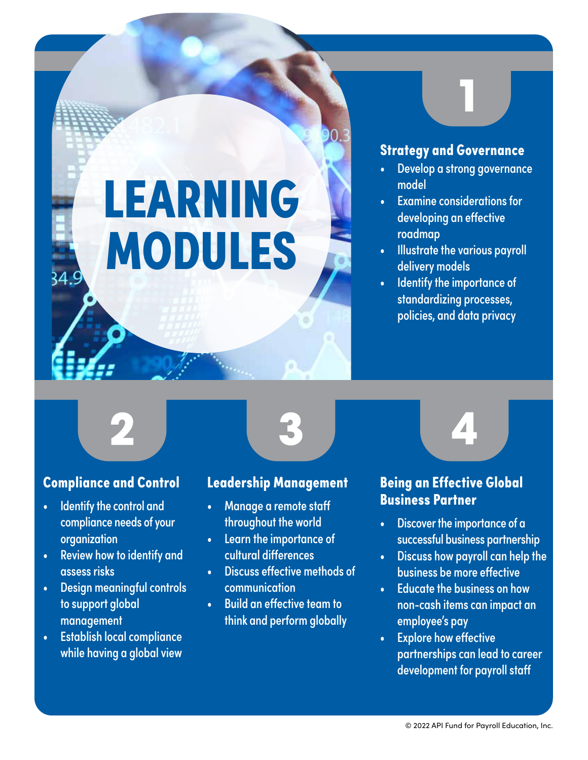# LEARNING MODULES

## 1

### Strategy and Governance

- Develop a strong governance model
- Examine considerations for developing an effective roadmap
- Illustrate the various payroll delivery models
- Identify the importance of standardizing processes, policies, and data privacy

## 2

### Compliance and Control

- Identify the control and compliance needs of your organization
- Review how to identify and assess risks
- Design meaningful controls to support global management
- Establish local compliance while having a global view

## 3

### Leadership Management

- Manage a remote staff throughout the world
- Learn the importance of cultural differences
- Discuss effective methods of communication
- Build an effective team to think and perform globally

## 4

### Being an Effective Global Business Partner

- Discover the importance of a successful business partnership
- Discuss how payroll can help the business be more effective
- Educate the business on how non-cash items can impact an employee's pay
- Explore how effective partnerships can lead to career development for payroll staff

© 2022 API Fund for Payroll Education, Inc.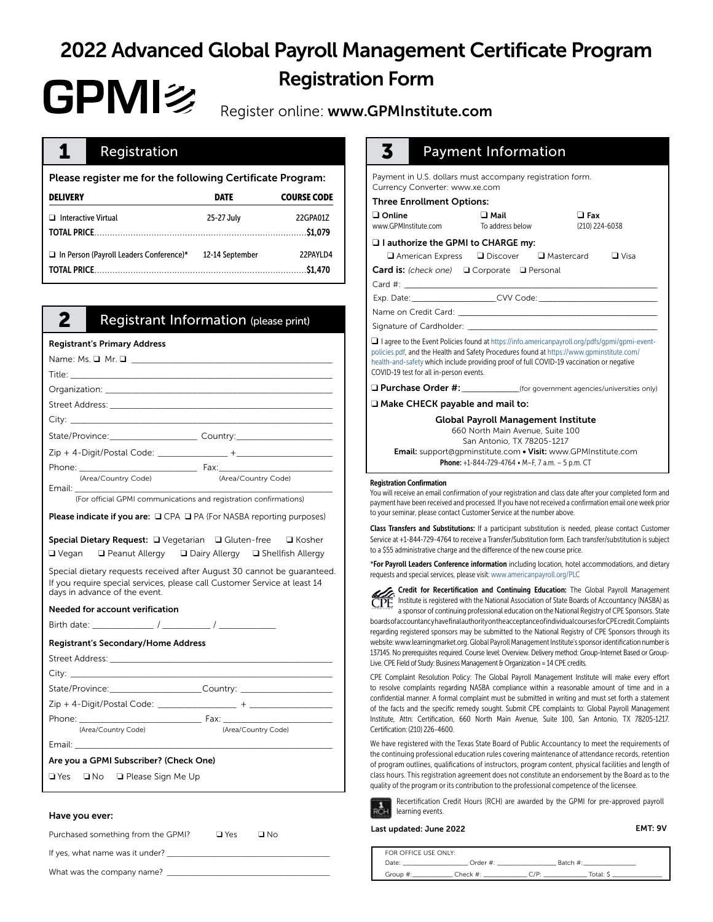# 2022 Advanced Global Payroll Management Certificate Program

## Registration Form

GPMI

Register online: **www.GPMInstitute.com**

## 1 Registration

**Please register me for the following Certificate Program:**

| DELIVERY | DATE | COURSE CODE |
|---|---|---|
| ❑ Interactive Virtual | 25-27 July | 22GPA01Z |
| **TOTAL PRICE** | | **$1,079** |
| ❑ In Person (Payroll Leaders Conference)* | 12-14 September | 22PAYLD4 |
| **TOTAL PRICE** | | **$1,470** |

## 2 Registrant Information (please print)

**Registrant's Primary Address**

Name: Ms. ❑ Mr. ❑ ______________________________

Title: ______________________________

Organization: ______________________________

Street Address: ______________________________

City: ______________________________

State/Province: ________________ Country: ________________

Zip + 4-Digit/Postal Code: ____________ + ________________

Phone: ________________ Fax: ________________
(Area/Country Code) (Area/Country Code)

Email: ______________________________
(For official GPMI communications and registration confirmations)

**Please indicate if you are:** ❑ CPA ❑ PA (For NASBA reporting purposes)

**Special Dietary Request:** ❑ Vegetarian ❑ Gluten-free ❑ Kosher ❑ Vegan ❑ Peanut Allergy ❑ Dairy Allergy ❑ Shellfish Allergy

Special dietary requests received after August 30 cannot be guaranteed. If you require special services, please call Customer Service at least 14 days in advance of the event.

**Needed for account verification**

Birth date: __________ / __________ / __________

**Registrant's Secondary/Home Address**

Street Address: ______________________________

City: ______________________________

State/Province: ________________ Country: ________________

Zip + 4-Digit/Postal Code: ____________ + ________________

Phone: ________________ Fax: ________________
(Area/Country Code) (Area/Country Code)

Email: ______________________________

**Are you a GPMI Subscriber? (Check One)**

❑ Yes ❑ No ❑ Please Sign Me Up

**Have you ever:**

Purchased something from the GPMI? ❑ Yes ❑ No

If yes, what name was it under? ______________________________

What was the company name? ______________________________

## 3 Payment Information

Payment in U.S. dollars must accompany registration form. Currency Converter: www.xe.com

**Three Enrollment Options:**

❑ **Online** www.GPMInstitute.com ❑ **Mail** To address below ❑ **Fax** (210) 224-6038

❑ **I authorize the GPMI to CHARGE my:**

❑ American Express ❑ Discover ❑ Mastercard ❑ Visa

**Card is:** *(check one)* ❑ Corporate ❑ Personal

Card #: ______________________________

Exp. Date: ______________ CVV Code: ______________

Name on Credit Card: ______________________________

Signature of Cardholder: ______________________________

❑ I agree to the Event Policies found at https://info.americanpayroll.org/pdfs/gpmi/gpmi-event-policies.pdf, and the Health and Safety Procedures found at https://www.gpminstitute.com/health-and-safety which include providing proof of full COVID-19 vaccination or negative COVID-19 test for all in-person events.

❑ **Purchase Order #:** __________ (for government agencies/universities only)

❑ **Make CHECK payable and mail to:**

**Global Payroll Management Institute**
660 North Main Avenue, Suite 100
San Antonio, TX 78205-1217
**Email:** support@gpminstitute.com • **Visit:** www.GPMInstitute.com
**Phone:** +1-844-729-4764 • M–F, 7 a.m. – 5 p.m. CT

**Registration Confirmation**

You will receive an email confirmation of your registration and class date after your completed form and payment have been received and processed. If you have not received a confirmation email one week prior to your seminar, please contact Customer Service at the number above.

**Class Transfers and Substitutions:** If a participant substitution is needed, please contact Customer Service at +1-844-729-4764 to receive a Transfer/Substitution form. Each transfer/substitution is subject to a $55 administrative charge and the difference of the new course price.

***For Payroll Leaders Conference information** including location, hotel accommodations, and dietary requests and special services, please visit: www.americanpayroll.org/PLC

**Credit for Recertification and Continuing Education:** The Global Payroll Management Institute is registered with the National Association of State Boards of Accountancy (NASBA) as a sponsor of continuing professional education on the National Registry of CPE Sponsors. State boards of accountancy have final authority on the acceptance of individual courses for CPE credit. Complaints regarding registered sponsors may be submitted to the National Registry of CPE Sponsors through its website: www.learningmarket.org. Global Payroll Management Institute's sponsor identification number is 137145. No prerequisites required. Course level: Overview. Delivery method: Group-Internet Based or Group-Live. CPE Field of Study: Business Management & Organization = 14 CPE credits.

CPE Complaint Resolution Policy: The Global Payroll Management Institute will make every effort to resolve complaints regarding NASBA compliance within a reasonable amount of time and in a confidential manner. A formal complaint must be submitted in writing and must set forth a statement of the facts and the specific remedy sought. Submit CPE complaints to: Global Payroll Management Institute, Attn: Certification, 660 North Main Avenue, Suite 100, San Antonio, TX 78205-1217. Certification: (210) 226-4600.

We have registered with the Texas State Board of Public Accountancy to meet the requirements of the continuing professional education rules covering maintenance of attendance records, retention of program outlines, qualifications of instructors, program content, physical facilities and length of class hours. This registration agreement does not constitute an endorsement by the Board as to the quality of the program or its contribution to the professional competence of the licensee.

Recertification Credit Hours (RCH) are awarded by the GPMI for pre-approved payroll learning events.

**Last updated: June 2022** **EMT: 9V**

FOR OFFICE USE ONLY:
Date: __________ Order #: __________ Batch #: __________
Group #: __________ Check #: __________ C/P: __________ Total: $ __________